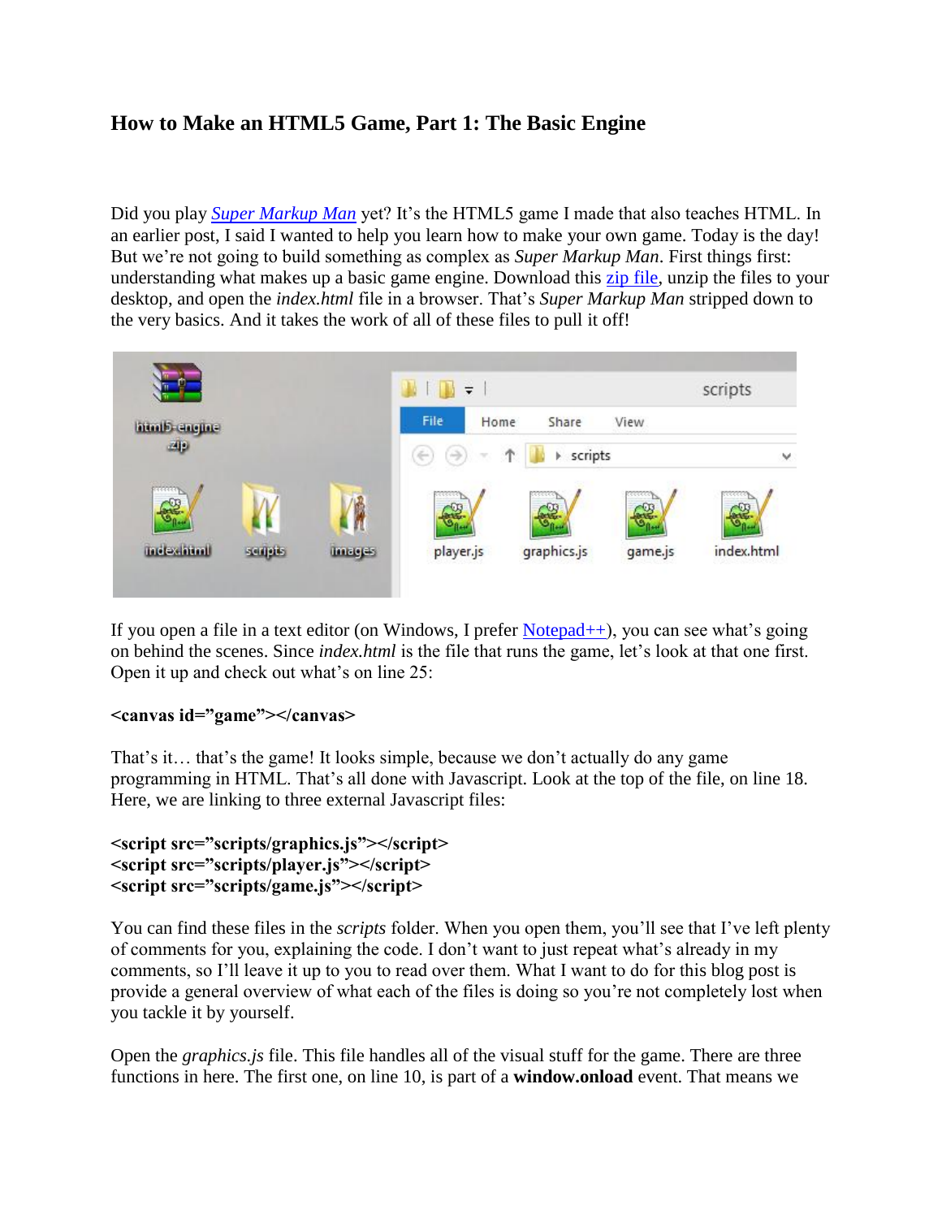# How to Make an HTML5 Game, Part 1: The Basic Engine

Did you play [*Super Markup Man*]() yet? It's the HTML5 game I made that also teaches HTML. In an earlier post, I said I wanted to help you learn how to make your own game. Today is the day! But we're not going to build something as complex as *Super Markup Man*. First things first: understanding what makes up a basic game engine. Download this [zip file](), unzip the files to your desktop, and open the *index.html* file in a browser. That's *Super Markup Man* stripped down to the very basics. And it takes the work of all of these files to pull it off!

If you open a file in a text editor (on Windows, I prefer [Notepad++]()), you can see what's going on behind the scenes. Since *index.html* is the file that runs the game, let's look at that one first. Open it up and check out what's on line 25:

**<canvas id="game"></canvas>**

That's it… that's the game! It looks simple, because we don't actually do any game programming in HTML. That's all done with Javascript. Look at the top of the file, on line 18. Here, we are linking to three external Javascript files:

**<script src="scripts/graphics.js"></script>**
**<script src="scripts/player.js"></script>**
**<script src="scripts/game.js"></script>**

You can find these files in the *scripts* folder. When you open them, you'll see that I've left plenty of comments for you, explaining the code. I don't want to just repeat what's already in my comments, so I'll leave it up to you to read over them. What I want to do for this blog post is provide a general overview of what each of the files is doing so you're not completely lost when you tackle it by yourself.

Open the *graphics.js* file. This file handles all of the visual stuff for the game. There are three functions in here. The first one, on line 10, is part of a **window.onload** event. That means we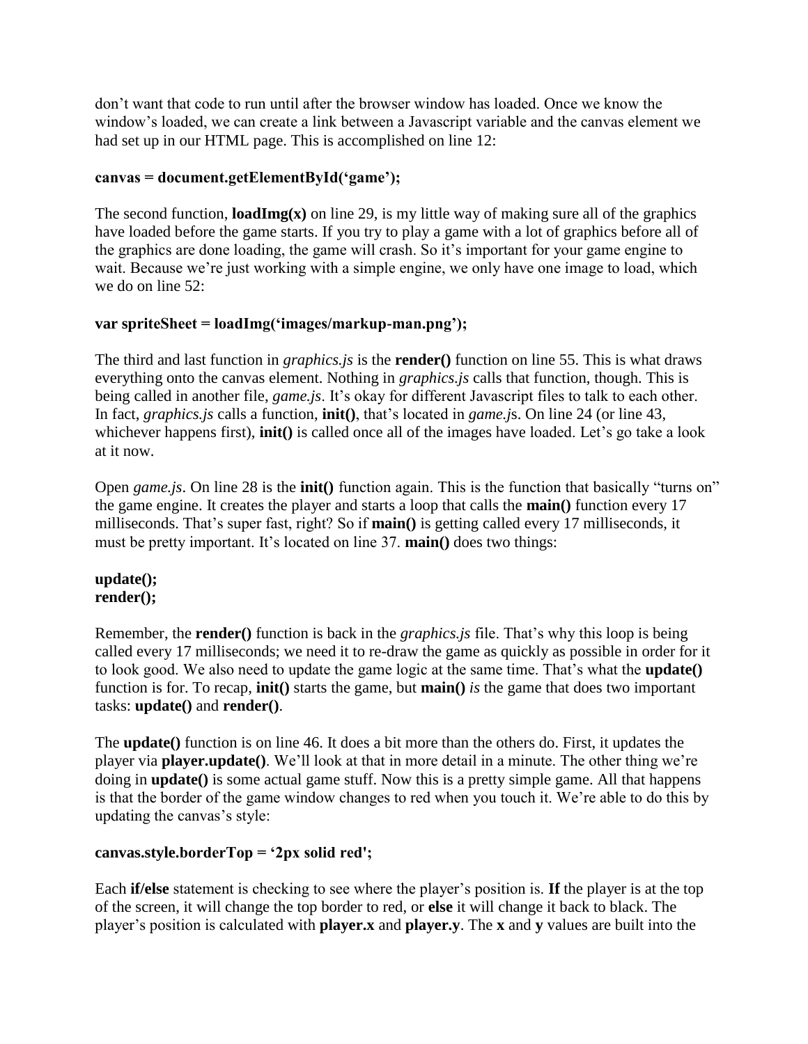don't want that code to run until after the browser window has loaded. Once we know the window's loaded, we can create a link between a Javascript variable and the canvas element we had set up in our HTML page. This is accomplished on line 12:

**canvas = document.getElementById('game');**

The second function, **loadImg(x)** on line 29, is my little way of making sure all of the graphics have loaded before the game starts. If you try to play a game with a lot of graphics before all of the graphics are done loading, the game will crash. So it's important for your game engine to wait. Because we're just working with a simple engine, we only have one image to load, which we do on line 52:

**var spriteSheet = loadImg('images/markup-man.png');**

The third and last function in *graphics.js* is the **render()** function on line 55. This is what draws everything onto the canvas element. Nothing in *graphics.js* calls that function, though. This is being called in another file, *game.js*. It's okay for different Javascript files to talk to each other. In fact, *graphics.js* calls a function, **init()**, that's located in *game.js*. On line 24 (or line 43, whichever happens first), **init()** is called once all of the images have loaded. Let's go take a look at it now.

Open *game.js*. On line 28 is the **init()** function again. This is the function that basically "turns on" the game engine. It creates the player and starts a loop that calls the **main()** function every 17 milliseconds. That's super fast, right? So if **main()** is getting called every 17 milliseconds, it must be pretty important. It's located on line 37. **main()** does two things:

**update();**
**render();**

Remember, the **render()** function is back in the *graphics.js* file. That's why this loop is being called every 17 milliseconds; we need it to re-draw the game as quickly as possible in order for it to look good. We also need to update the game logic at the same time. That's what the **update()** function is for. To recap, **init()** starts the game, but **main()** *is* the game that does two important tasks: **update()** and **render()**.

The **update()** function is on line 46. It does a bit more than the others do. First, it updates the player via **player.update()**. We'll look at that in more detail in a minute. The other thing we're doing in **update()** is some actual game stuff. Now this is a pretty simple game. All that happens is that the border of the game window changes to red when you touch it. We're able to do this by updating the canvas's style:

**canvas.style.borderTop = '2px solid red';**

Each **if/else** statement is checking to see where the player's position is. **If** the player is at the top of the screen, it will change the top border to red, or **else** it will change it back to black. The player's position is calculated with **player.x** and **player.y**. The **x** and **y** values are built into the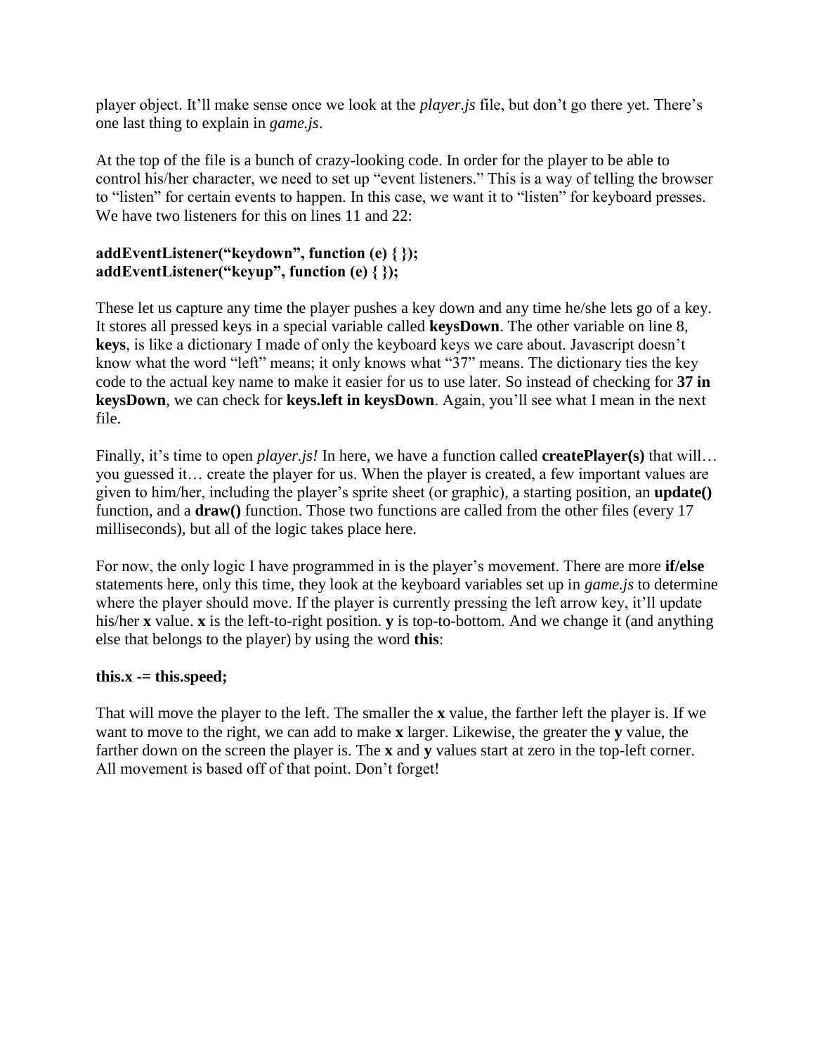player object. It'll make sense once we look at the *player.js* file, but don't go there yet. There's one last thing to explain in *game.js*.

At the top of the file is a bunch of crazy-looking code. In order for the player to be able to control his/her character, we need to set up "event listeners." This is a way of telling the browser to "listen" for certain events to happen. In this case, we want it to "listen" for keyboard presses. We have two listeners for this on lines 11 and 22:

**addEventListener("keydown", function (e) { });**
**addEventListener("keyup", function (e) { });**

These let us capture any time the player pushes a key down and any time he/she lets go of a key. It stores all pressed keys in a special variable called **keysDown**. The other variable on line 8, **keys**, is like a dictionary I made of only the keyboard keys we care about. Javascript doesn't know what the word "left" means; it only knows what "37" means. The dictionary ties the key code to the actual key name to make it easier for us to use later. So instead of checking for **37 in keysDown**, we can check for **keys.left in keysDown**. Again, you'll see what I mean in the next file.

Finally, it's time to open *player.js!* In here, we have a function called **createPlayer(s)** that will… you guessed it… create the player for us. When the player is created, a few important values are given to him/her, including the player's sprite sheet (or graphic), a starting position, an **update()** function, and a **draw()** function. Those two functions are called from the other files (every 17 milliseconds), but all of the logic takes place here.

For now, the only logic I have programmed in is the player's movement. There are more **if/else** statements here, only this time, they look at the keyboard variables set up in *game.js* to determine where the player should move. If the player is currently pressing the left arrow key, it'll update his/her **x** value. **x** is the left-to-right position. **y** is top-to-bottom. And we change it (and anything else that belongs to the player) by using the word **this**:

**this.x -= this.speed;**

That will move the player to the left. The smaller the **x** value, the farther left the player is. If we want to move to the right, we can add to make **x** larger. Likewise, the greater the **y** value, the farther down on the screen the player is. The **x** and **y** values start at zero in the top-left corner. All movement is based off of that point. Don't forget!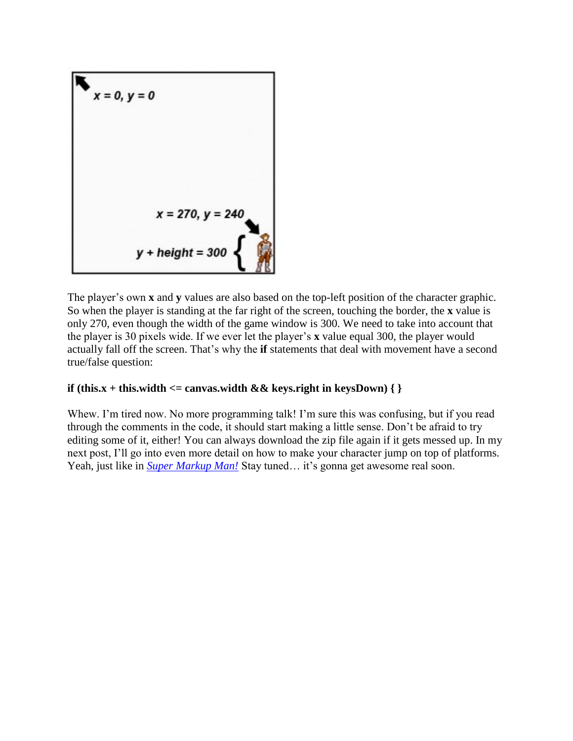x = 0, y = 0

x = 270, y = 240

y + height = 300

The player's own **x** and **y** values are also based on the top-left position of the character graphic. So when the player is standing at the far right of the screen, touching the border, the **x** value is only 270, even though the width of the game window is 300. We need to take into account that the player is 30 pixels wide. If we ever let the player's **x** value equal 300, the player would actually fall off the screen. That's why the **if** statements that deal with movement have a second true/false question:

```
if (this.x + this.width <= canvas.width && keys.right in keysDown) { }
```

Whew. I'm tired now. No more programming talk! I'm sure this was confusing, but if you read through the comments in the code, it should start making a little sense. Don't be afraid to try editing some of it, either! You can always download the zip file again if it gets messed up. In my next post, I'll go into even more detail on how to make your character jump on top of platforms. Yeah, just like in *Super Markup Man!* Stay tuned… it's gonna get awesome real soon.